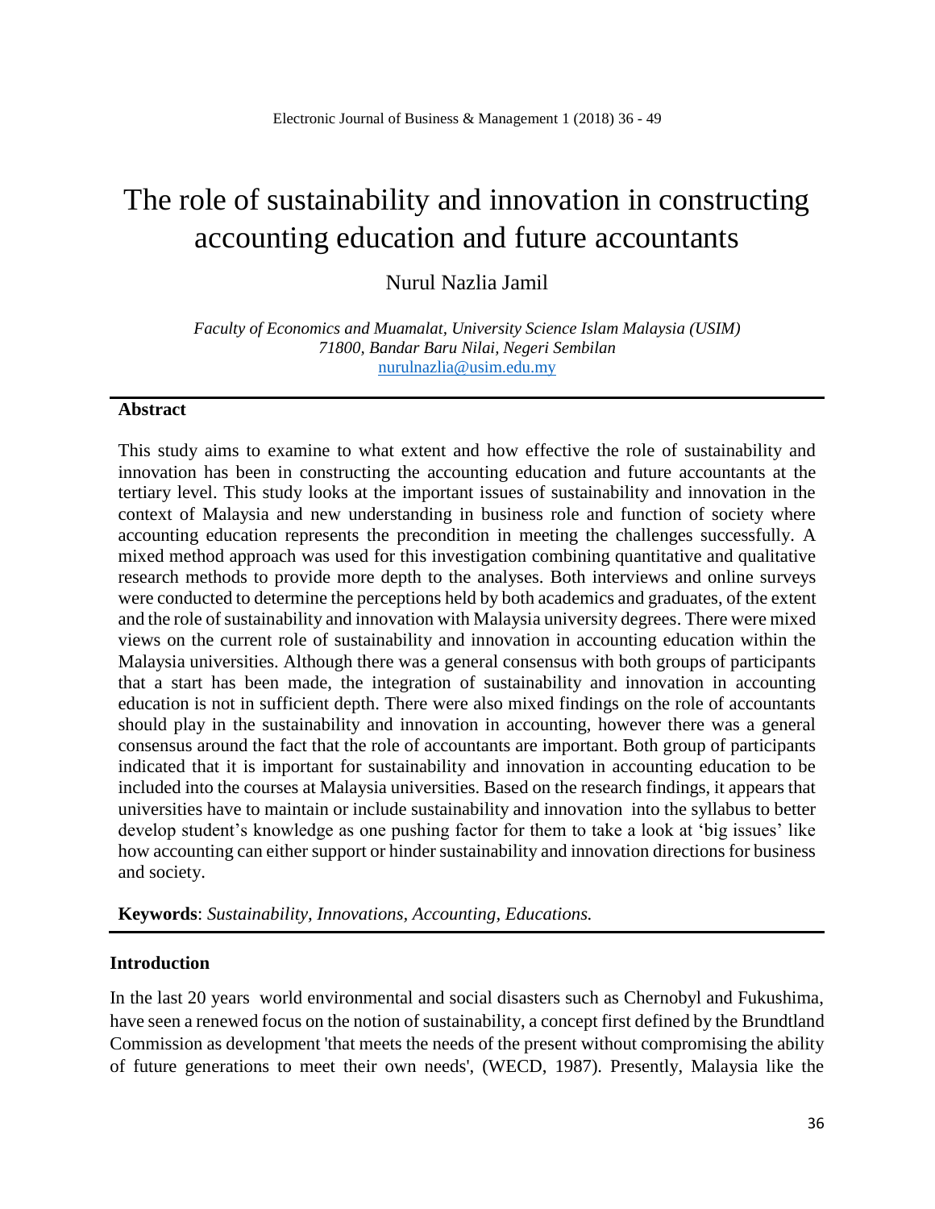# The role of sustainability and innovation in constructing accounting education and future accountants

Nurul Nazlia Jamil

*Faculty of Economics and Muamalat, University Science Islam Malaysia (USIM)*
*71800, Bandar Baru Nilai, Negeri Sembilan*
nurulnazlia@usim.edu.my

## Abstract

This study aims to examine to what extent and how effective the role of sustainability and innovation has been in constructing the accounting education and future accountants at the tertiary level. This study looks at the important issues of sustainability and innovation in the context of Malaysia and new understanding in business role and function of society where accounting education represents the precondition in meeting the challenges successfully. A mixed method approach was used for this investigation combining quantitative and qualitative research methods to provide more depth to the analyses. Both interviews and online surveys were conducted to determine the perceptions held by both academics and graduates, of the extent and the role of sustainability and innovation with Malaysia university degrees. There were mixed views on the current role of sustainability and innovation in accounting education within the Malaysia universities. Although there was a general consensus with both groups of participants that a start has been made, the integration of sustainability and innovation in accounting education is not in sufficient depth. There were also mixed findings on the role of accountants should play in the sustainability and innovation in accounting, however there was a general consensus around the fact that the role of accountants are important. Both group of participants indicated that it is important for sustainability and innovation in accounting education to be included into the courses at Malaysia universities. Based on the research findings, it appears that universities have to maintain or include sustainability and innovation into the syllabus to better develop student's knowledge as one pushing factor for them to take a look at 'big issues' like how accounting can either support or hinder sustainability and innovation directions for business and society.

**Keywords**: *Sustainability, Innovations, Accounting, Educations.*

## Introduction

In the last 20 years world environmental and social disasters such as Chernobyl and Fukushima, have seen a renewed focus on the notion of sustainability, a concept first defined by the Brundtland Commission as development 'that meets the needs of the present without compromising the ability of future generations to meet their own needs', (WECD, 1987). Presently, Malaysia like the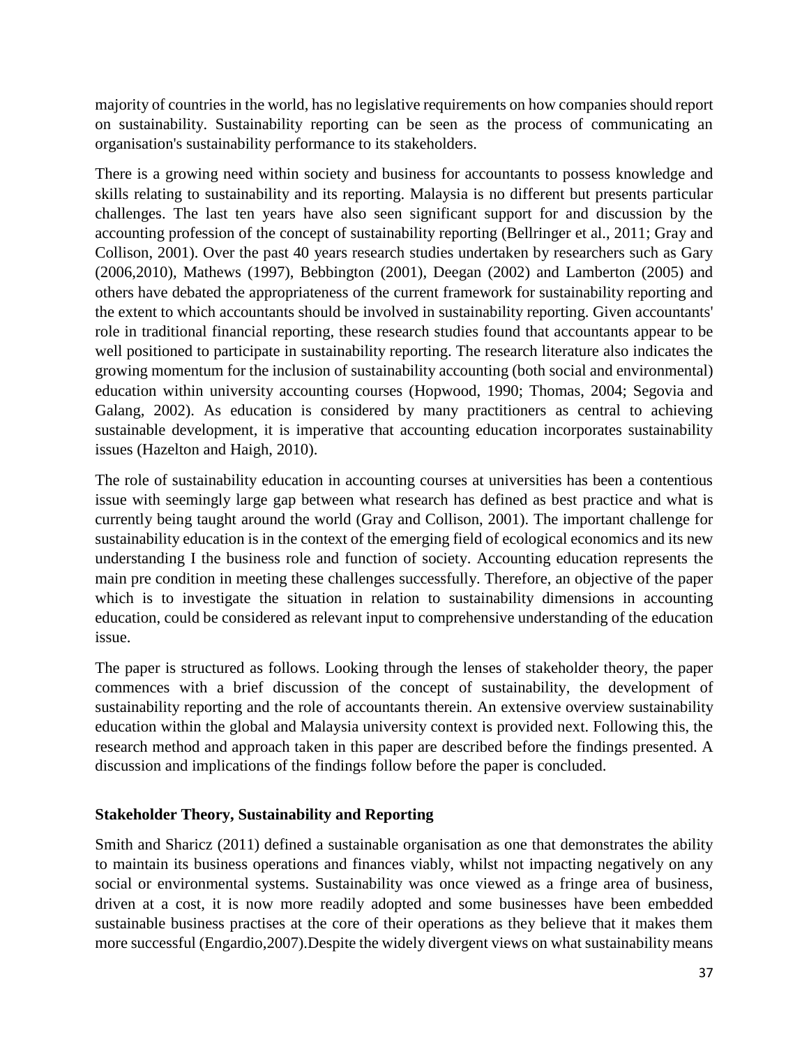majority of countries in the world, has no legislative requirements on how companies should report on sustainability. Sustainability reporting can be seen as the process of communicating an organisation's sustainability performance to its stakeholders.

There is a growing need within society and business for accountants to possess knowledge and skills relating to sustainability and its reporting. Malaysia is no different but presents particular challenges. The last ten years have also seen significant support for and discussion by the accounting profession of the concept of sustainability reporting (Bellringer et al., 2011; Gray and Collison, 2001). Over the past 40 years research studies undertaken by researchers such as Gary (2006,2010), Mathews (1997), Bebbington (2001), Deegan (2002) and Lamberton (2005) and others have debated the appropriateness of the current framework for sustainability reporting and the extent to which accountants should be involved in sustainability reporting. Given accountants' role in traditional financial reporting, these research studies found that accountants appear to be well positioned to participate in sustainability reporting. The research literature also indicates the growing momentum for the inclusion of sustainability accounting (both social and environmental) education within university accounting courses (Hopwood, 1990; Thomas, 2004; Segovia and Galang, 2002). As education is considered by many practitioners as central to achieving sustainable development, it is imperative that accounting education incorporates sustainability issues (Hazelton and Haigh, 2010).

The role of sustainability education in accounting courses at universities has been a contentious issue with seemingly large gap between what research has defined as best practice and what is currently being taught around the world (Gray and Collison, 2001). The important challenge for sustainability education is in the context of the emerging field of ecological economics and its new understanding I the business role and function of society. Accounting education represents the main pre condition in meeting these challenges successfully. Therefore, an objective of the paper which is to investigate the situation in relation to sustainability dimensions in accounting education, could be considered as relevant input to comprehensive understanding of the education issue.

The paper is structured as follows. Looking through the lenses of stakeholder theory, the paper commences with a brief discussion of the concept of sustainability, the development of sustainability reporting and the role of accountants therein. An extensive overview sustainability education within the global and Malaysia university context is provided next. Following this, the research method and approach taken in this paper are described before the findings presented. A discussion and implications of the findings follow before the paper is concluded.

## Stakeholder Theory, Sustainability and Reporting

Smith and Sharicz (2011) defined a sustainable organisation as one that demonstrates the ability to maintain its business operations and finances viably, whilst not impacting negatively on any social or environmental systems. Sustainability was once viewed as a fringe area of business, driven at a cost, it is now more readily adopted and some businesses have been embedded sustainable business practises at the core of their operations as they believe that it makes them more successful (Engardio,2007).Despite the widely divergent views on what sustainability means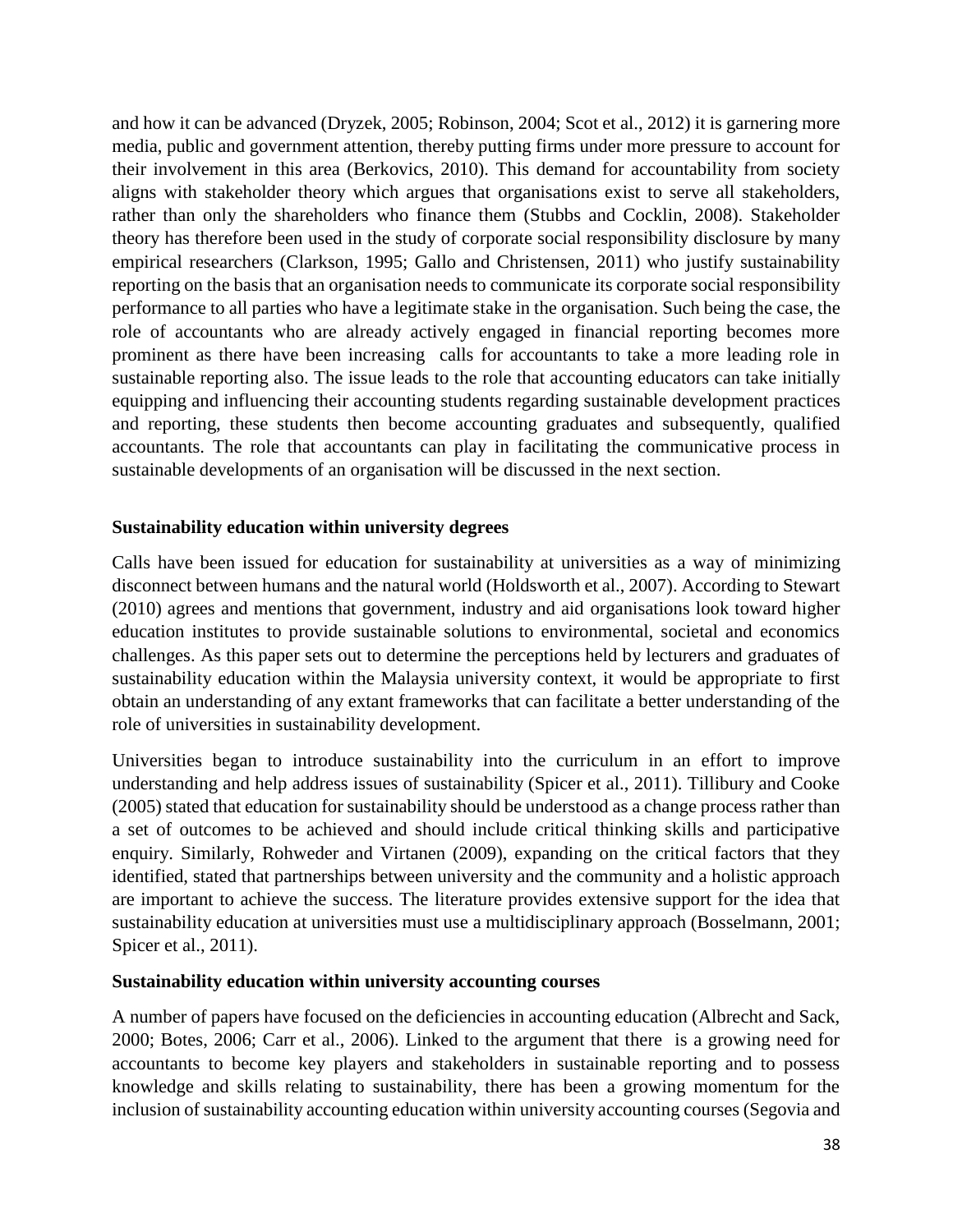and how it can be advanced (Dryzek, 2005; Robinson, 2004; Scot et al., 2012) it is garnering more media, public and government attention, thereby putting firms under more pressure to account for their involvement in this area (Berkovics, 2010). This demand for accountability from society aligns with stakeholder theory which argues that organisations exist to serve all stakeholders, rather than only the shareholders who finance them (Stubbs and Cocklin, 2008). Stakeholder theory has therefore been used in the study of corporate social responsibility disclosure by many empirical researchers (Clarkson, 1995; Gallo and Christensen, 2011) who justify sustainability reporting on the basis that an organisation needs to communicate its corporate social responsibility performance to all parties who have a legitimate stake in the organisation. Such being the case, the role of accountants who are already actively engaged in financial reporting becomes more prominent as there have been increasing calls for accountants to take a more leading role in sustainable reporting also. The issue leads to the role that accounting educators can take initially equipping and influencing their accounting students regarding sustainable development practices and reporting, these students then become accounting graduates and subsequently, qualified accountants. The role that accountants can play in facilitating the communicative process in sustainable developments of an organisation will be discussed in the next section.

**Sustainability education within university degrees**

Calls have been issued for education for sustainability at universities as a way of minimizing disconnect between humans and the natural world (Holdsworth et al., 2007). According to Stewart (2010) agrees and mentions that government, industry and aid organisations look toward higher education institutes to provide sustainable solutions to environmental, societal and economics challenges. As this paper sets out to determine the perceptions held by lecturers and graduates of sustainability education within the Malaysia university context, it would be appropriate to first obtain an understanding of any extant frameworks that can facilitate a better understanding of the role of universities in sustainability development.

Universities began to introduce sustainability into the curriculum in an effort to improve understanding and help address issues of sustainability (Spicer et al., 2011). Tillibury and Cooke (2005) stated that education for sustainability should be understood as a change process rather than a set of outcomes to be achieved and should include critical thinking skills and participative enquiry. Similarly, Rohweder and Virtanen (2009), expanding on the critical factors that they identified, stated that partnerships between university and the community and a holistic approach are important to achieve the success. The literature provides extensive support for the idea that sustainability education at universities must use a multidisciplinary approach (Bosselmann, 2001; Spicer et al., 2011).

**Sustainability education within university accounting courses**

A number of papers have focused on the deficiencies in accounting education (Albrecht and Sack, 2000; Botes, 2006; Carr et al., 2006). Linked to the argument that there is a growing need for accountants to become key players and stakeholders in sustainable reporting and to possess knowledge and skills relating to sustainability, there has been a growing momentum for the inclusion of sustainability accounting education within university accounting courses (Segovia and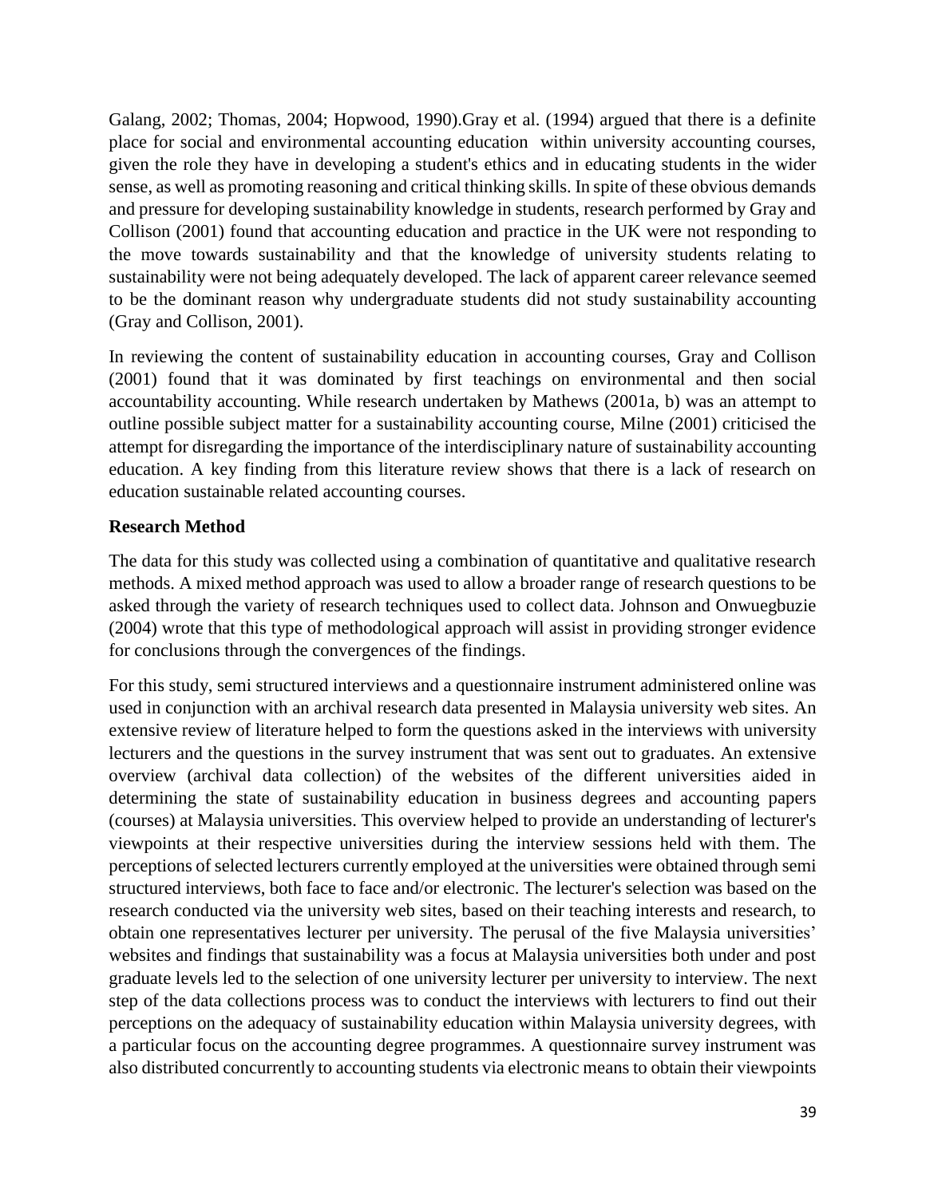Galang, 2002; Thomas, 2004; Hopwood, 1990).Gray et al. (1994) argued that there is a definite place for social and environmental accounting education within university accounting courses, given the role they have in developing a student's ethics and in educating students in the wider sense, as well as promoting reasoning and critical thinking skills. In spite of these obvious demands and pressure for developing sustainability knowledge in students, research performed by Gray and Collison (2001) found that accounting education and practice in the UK were not responding to the move towards sustainability and that the knowledge of university students relating to sustainability were not being adequately developed. The lack of apparent career relevance seemed to be the dominant reason why undergraduate students did not study sustainability accounting (Gray and Collison, 2001).

In reviewing the content of sustainability education in accounting courses, Gray and Collison (2001) found that it was dominated by first teachings on environmental and then social accountability accounting. While research undertaken by Mathews (2001a, b) was an attempt to outline possible subject matter for a sustainability accounting course, Milne (2001) criticised the attempt for disregarding the importance of the interdisciplinary nature of sustainability accounting education. A key finding from this literature review shows that there is a lack of research on education sustainable related accounting courses.

## Research Method

The data for this study was collected using a combination of quantitative and qualitative research methods. A mixed method approach was used to allow a broader range of research questions to be asked through the variety of research techniques used to collect data. Johnson and Onwuegbuzie (2004) wrote that this type of methodological approach will assist in providing stronger evidence for conclusions through the convergences of the findings.

For this study, semi structured interviews and a questionnaire instrument administered online was used in conjunction with an archival research data presented in Malaysia university web sites. An extensive review of literature helped to form the questions asked in the interviews with university lecturers and the questions in the survey instrument that was sent out to graduates. An extensive overview (archival data collection) of the websites of the different universities aided in determining the state of sustainability education in business degrees and accounting papers (courses) at Malaysia universities. This overview helped to provide an understanding of lecturer's viewpoints at their respective universities during the interview sessions held with them. The perceptions of selected lecturers currently employed at the universities were obtained through semi structured interviews, both face to face and/or electronic. The lecturer's selection was based on the research conducted via the university web sites, based on their teaching interests and research, to obtain one representatives lecturer per university. The perusal of the five Malaysia universities' websites and findings that sustainability was a focus at Malaysia universities both under and post graduate levels led to the selection of one university lecturer per university to interview. The next step of the data collections process was to conduct the interviews with lecturers to find out their perceptions on the adequacy of sustainability education within Malaysia university degrees, with a particular focus on the accounting degree programmes. A questionnaire survey instrument was also distributed concurrently to accounting students via electronic means to obtain their viewpoints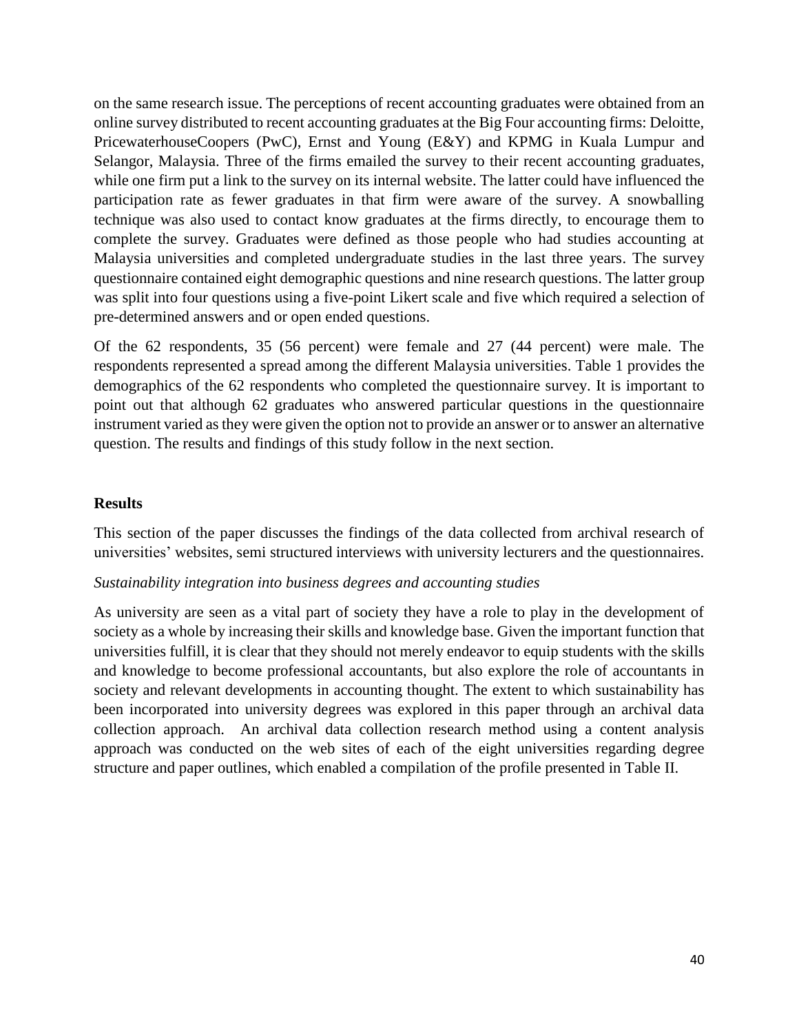on the same research issue. The perceptions of recent accounting graduates were obtained from an online survey distributed to recent accounting graduates at the Big Four accounting firms: Deloitte, PricewaterhouseCoopers (PwC), Ernst and Young (E&Y) and KPMG in Kuala Lumpur and Selangor, Malaysia. Three of the firms emailed the survey to their recent accounting graduates, while one firm put a link to the survey on its internal website. The latter could have influenced the participation rate as fewer graduates in that firm were aware of the survey. A snowballing technique was also used to contact know graduates at the firms directly, to encourage them to complete the survey. Graduates were defined as those people who had studies accounting at Malaysia universities and completed undergraduate studies in the last three years. The survey questionnaire contained eight demographic questions and nine research questions. The latter group was split into four questions using a five-point Likert scale and five which required a selection of pre-determined answers and or open ended questions.

Of the 62 respondents, 35 (56 percent) were female and 27 (44 percent) were male. The respondents represented a spread among the different Malaysia universities. Table 1 provides the demographics of the 62 respondents who completed the questionnaire survey. It is important to point out that although 62 graduates who answered particular questions in the questionnaire instrument varied as they were given the option not to provide an answer or to answer an alternative question. The results and findings of this study follow in the next section.

## Results

This section of the paper discusses the findings of the data collected from archival research of universities' websites, semi structured interviews with university lecturers and the questionnaires.

### *Sustainability integration into business degrees and accounting studies*

As university are seen as a vital part of society they have a role to play in the development of society as a whole by increasing their skills and knowledge base. Given the important function that universities fulfill, it is clear that they should not merely endeavor to equip students with the skills and knowledge to become professional accountants, but also explore the role of accountants in society and relevant developments in accounting thought. The extent to which sustainability has been incorporated into university degrees was explored in this paper through an archival data collection approach. An archival data collection research method using a content analysis approach was conducted on the web sites of each of the eight universities regarding degree structure and paper outlines, which enabled a compilation of the profile presented in Table II.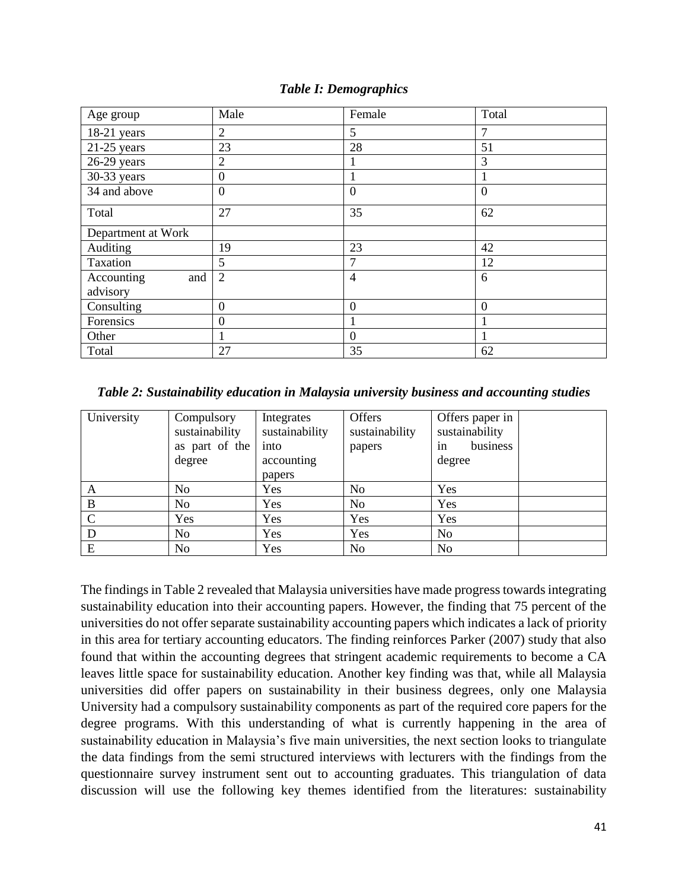*Table I: Demographics*

| Age group | Male | Female | Total |
|---|---|---|---|
| 18-21 years | 2 | 5 | 7 |
| 21-25 years | 23 | 28 | 51 |
| 26-29 years | 2 | 1 | 3 |
| 30-33 years | 0 | 1 | 1 |
| 34 and above | 0 | 0 | 0 |
| Total | 27 | 35 | 62 |
| Department at Work | | | |
| Auditing | 19 | 23 | 42 |
| Taxation | 5 | 7 | 12 |
| Accounting and advisory | 2 | 4 | 6 |
| Consulting | 0 | 0 | 0 |
| Forensics | 0 | 1 | 1 |
| Other | 1 | 0 | 1 |
| Total | 27 | 35 | 62 |

*Table 2: Sustainability education in Malaysia university business and accounting studies*

| University | Compulsory sustainability as part of the degree | Integrates sustainability into accounting papers | Offers sustainability papers | Offers paper in sustainability in business degree | |
|---|---|---|---|---|---|
| A | No | Yes | No | Yes | |
| B | No | Yes | No | Yes | |
| C | Yes | Yes | Yes | Yes | |
| D | No | Yes | Yes | No | |
| E | No | Yes | No | No | |

The findings in Table 2 revealed that Malaysia universities have made progress towards integrating sustainability education into their accounting papers. However, the finding that 75 percent of the universities do not offer separate sustainability accounting papers which indicates a lack of priority in this area for tertiary accounting educators. The finding reinforces Parker (2007) study that also found that within the accounting degrees that stringent academic requirements to become a CA leaves little space for sustainability education. Another key finding was that, while all Malaysia universities did offer papers on sustainability in their business degrees, only one Malaysia University had a compulsory sustainability components as part of the required core papers for the degree programs. With this understanding of what is currently happening in the area of sustainability education in Malaysia's five main universities, the next section looks to triangulate the data findings from the semi structured interviews with lecturers with the findings from the questionnaire survey instrument sent out to accounting graduates. This triangulation of data discussion will use the following key themes identified from the literatures: sustainability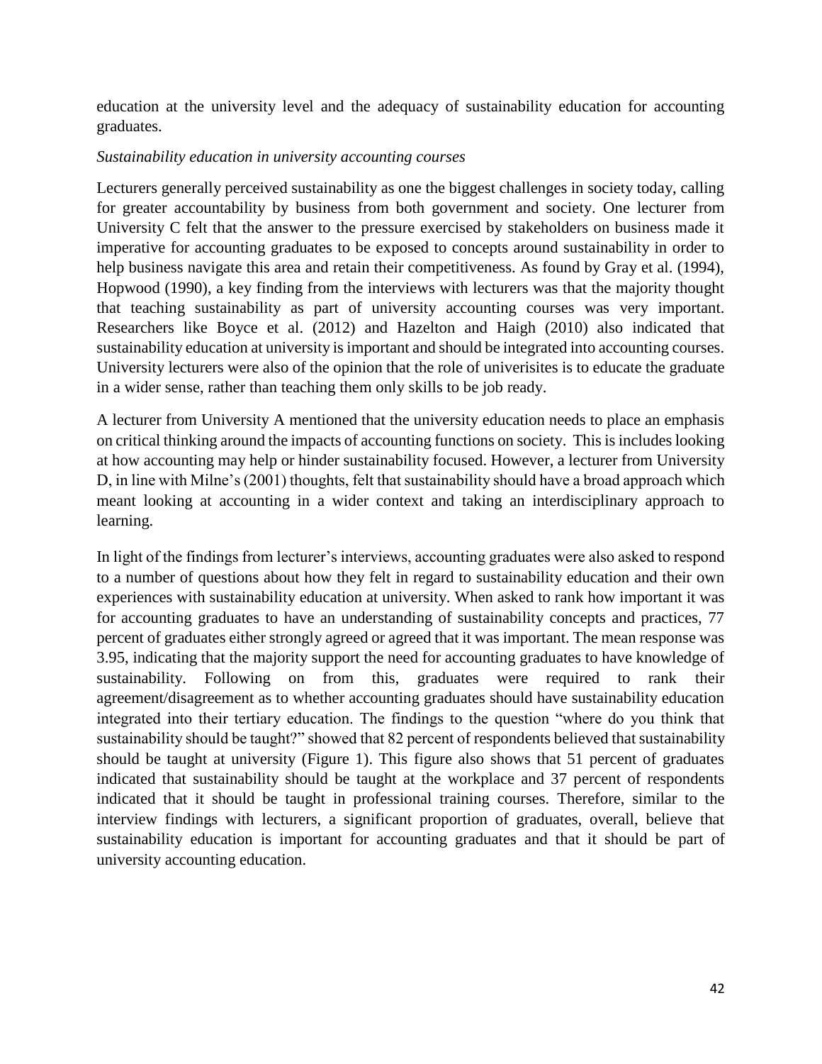education at the university level and the adequacy of sustainability education for accounting graduates.

*Sustainability education in university accounting courses*

Lecturers generally perceived sustainability as one the biggest challenges in society today, calling for greater accountability by business from both government and society. One lecturer from University C felt that the answer to the pressure exercised by stakeholders on business made it imperative for accounting graduates to be exposed to concepts around sustainability in order to help business navigate this area and retain their competitiveness. As found by Gray et al. (1994), Hopwood (1990), a key finding from the interviews with lecturers was that the majority thought that teaching sustainability as part of university accounting courses was very important. Researchers like Boyce et al. (2012) and Hazelton and Haigh (2010) also indicated that sustainability education at university is important and should be integrated into accounting courses. University lecturers were also of the opinion that the role of univerisites is to educate the graduate in a wider sense, rather than teaching them only skills to be job ready.

A lecturer from University A mentioned that the university education needs to place an emphasis on critical thinking around the impacts of accounting functions on society. This is includes looking at how accounting may help or hinder sustainability focused. However, a lecturer from University D, in line with Milne's (2001) thoughts, felt that sustainability should have a broad approach which meant looking at accounting in a wider context and taking an interdisciplinary approach to learning.

In light of the findings from lecturer's interviews, accounting graduates were also asked to respond to a number of questions about how they felt in regard to sustainability education and their own experiences with sustainability education at university. When asked to rank how important it was for accounting graduates to have an understanding of sustainability concepts and practices, 77 percent of graduates either strongly agreed or agreed that it was important. The mean response was 3.95, indicating that the majority support the need for accounting graduates to have knowledge of sustainability. Following on from this, graduates were required to rank their agreement/disagreement as to whether accounting graduates should have sustainability education integrated into their tertiary education. The findings to the question "where do you think that sustainability should be taught?" showed that 82 percent of respondents believed that sustainability should be taught at university (Figure 1). This figure also shows that 51 percent of graduates indicated that sustainability should be taught at the workplace and 37 percent of respondents indicated that it should be taught in professional training courses. Therefore, similar to the interview findings with lecturers, a significant proportion of graduates, overall, believe that sustainability education is important for accounting graduates and that it should be part of university accounting education.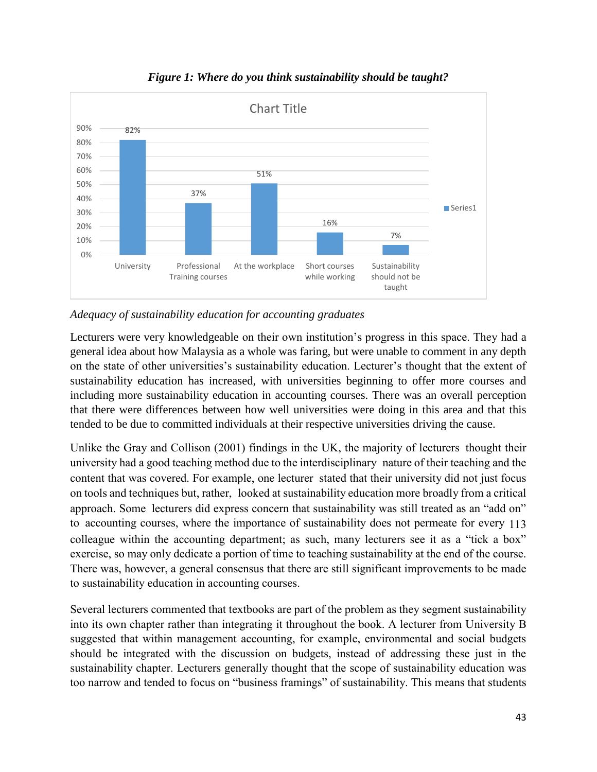***Figure 1: Where do you think sustainability should be taught?***

Chart Title

90%
80%
70%
60%
50%
40%
30%
20%
10%
0%

82%
37%
51%
16%
7%

University
Professional Training courses
At the workplace
Short courses while working
Sustainability should not be taught

Series1

*Adequacy of sustainability education for accounting graduates*

Lecturers were very knowledgeable on their own institution's progress in this space. They had a general idea about how Malaysia as a whole was faring, but were unable to comment in any depth on the state of other universities's sustainability education. Lecturer's thought that the extent of sustainability education has increased, with universities beginning to offer more courses and including more sustainability education in accounting courses. There was an overall perception that there were differences between how well universities were doing in this area and that this tended to be due to committed individuals at their respective universities driving the cause.

Unlike the Gray and Collison (2001) findings in the UK, the majority of lecturers thought their university had a good teaching method due to the interdisciplinary nature of their teaching and the content that was covered. For example, one lecturer stated that their university did not just focus on tools and techniques but, rather, looked at sustainability education more broadly from a critical approach. Some lecturers did express concern that sustainability was still treated as an "add on" to accounting courses, where the importance of sustainability does not permeate for every 113 colleague within the accounting department; as such, many lecturers see it as a "tick a box" exercise, so may only dedicate a portion of time to teaching sustainability at the end of the course. There was, however, a general consensus that there are still significant improvements to be made to sustainability education in accounting courses.

Several lecturers commented that textbooks are part of the problem as they segment sustainability into its own chapter rather than integrating it throughout the book. A lecturer from University B suggested that within management accounting, for example, environmental and social budgets should be integrated with the discussion on budgets, instead of addressing these just in the sustainability chapter. Lecturers generally thought that the scope of sustainability education was too narrow and tended to focus on "business framings" of sustainability. This means that students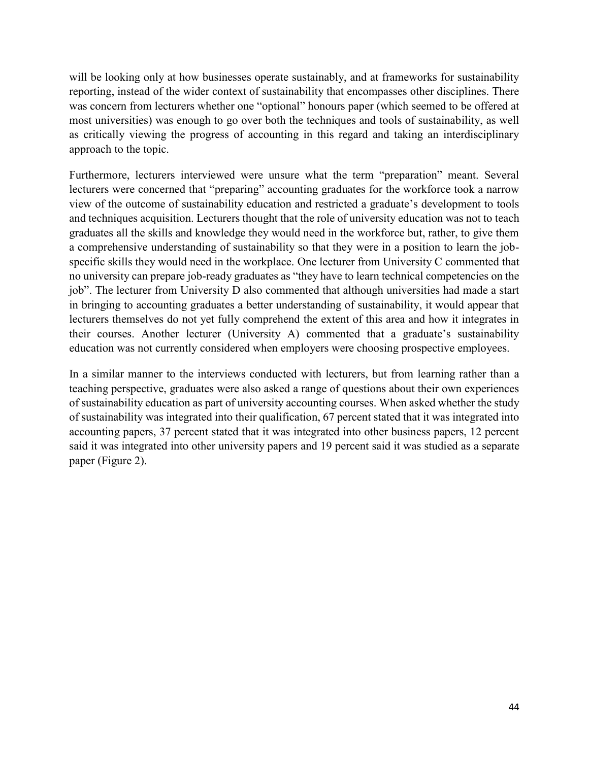will be looking only at how businesses operate sustainably, and at frameworks for sustainability reporting, instead of the wider context of sustainability that encompasses other disciplines. There was concern from lecturers whether one "optional" honours paper (which seemed to be offered at most universities) was enough to go over both the techniques and tools of sustainability, as well as critically viewing the progress of accounting in this regard and taking an interdisciplinary approach to the topic.

Furthermore, lecturers interviewed were unsure what the term "preparation" meant. Several lecturers were concerned that "preparing" accounting graduates for the workforce took a narrow view of the outcome of sustainability education and restricted a graduate's development to tools and techniques acquisition. Lecturers thought that the role of university education was not to teach graduates all the skills and knowledge they would need in the workforce but, rather, to give them a comprehensive understanding of sustainability so that they were in a position to learn the job-specific skills they would need in the workplace. One lecturer from University C commented that no university can prepare job-ready graduates as "they have to learn technical competencies on the job". The lecturer from University D also commented that although universities had made a start in bringing to accounting graduates a better understanding of sustainability, it would appear that lecturers themselves do not yet fully comprehend the extent of this area and how it integrates in their courses. Another lecturer (University A) commented that a graduate's sustainability education was not currently considered when employers were choosing prospective employees.

In a similar manner to the interviews conducted with lecturers, but from learning rather than a teaching perspective, graduates were also asked a range of questions about their own experiences of sustainability education as part of university accounting courses. When asked whether the study of sustainability was integrated into their qualification, 67 percent stated that it was integrated into accounting papers, 37 percent stated that it was integrated into other business papers, 12 percent said it was integrated into other university papers and 19 percent said it was studied as a separate paper (Figure 2).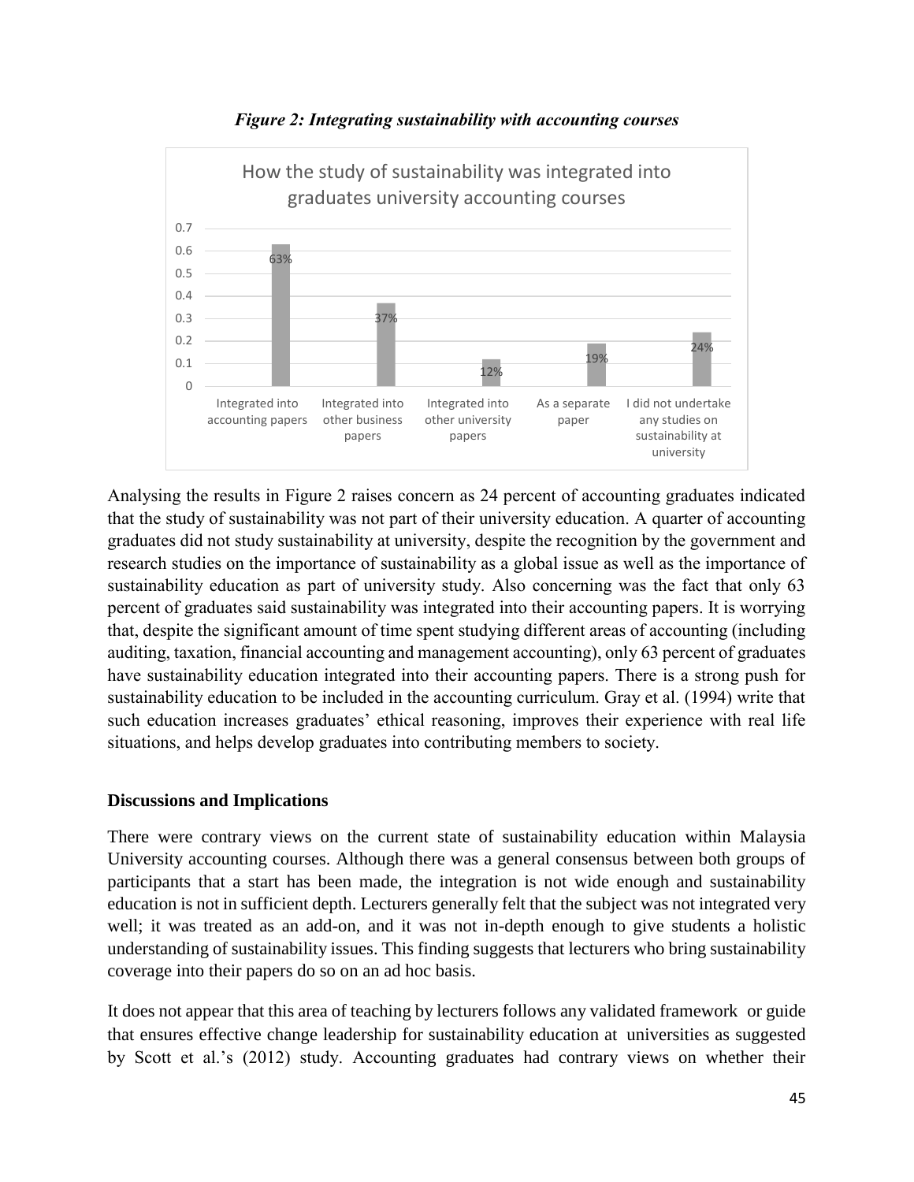*Figure 2: Integrating sustainability with accounting courses*

How the study of sustainability was integrated into graduates university accounting courses

0.7
0.6
0.5
0.4
0.3
0.2
0.1
0

63%
37%
12%
19%
24%

Integrated into accounting papers
Integrated into other business papers
Integrated into other university papers
As a separate paper
I did not undertake any studies on sustainability at university

Analysing the results in Figure 2 raises concern as 24 percent of accounting graduates indicated that the study of sustainability was not part of their university education. A quarter of accounting graduates did not study sustainability at university, despite the recognition by the government and research studies on the importance of sustainability as a global issue as well as the importance of sustainability education as part of university study. Also concerning was the fact that only 63 percent of graduates said sustainability was integrated into their accounting papers. It is worrying that, despite the significant amount of time spent studying different areas of accounting (including auditing, taxation, financial accounting and management accounting), only 63 percent of graduates have sustainability education integrated into their accounting papers. There is a strong push for sustainability education to be included in the accounting curriculum. Gray et al. (1994) write that such education increases graduates' ethical reasoning, improves their experience with real life situations, and helps develop graduates into contributing members to society.

**Discussions and Implications**

There were contrary views on the current state of sustainability education within Malaysia University accounting courses. Although there was a general consensus between both groups of participants that a start has been made, the integration is not wide enough and sustainability education is not in sufficient depth. Lecturers generally felt that the subject was not integrated very well; it was treated as an add-on, and it was not in-depth enough to give students a holistic understanding of sustainability issues. This finding suggests that lecturers who bring sustainability coverage into their papers do so on an ad hoc basis.

It does not appear that this area of teaching by lecturers follows any validated framework or guide that ensures effective change leadership for sustainability education at universities as suggested by Scott et al.'s (2012) study. Accounting graduates had contrary views on whether their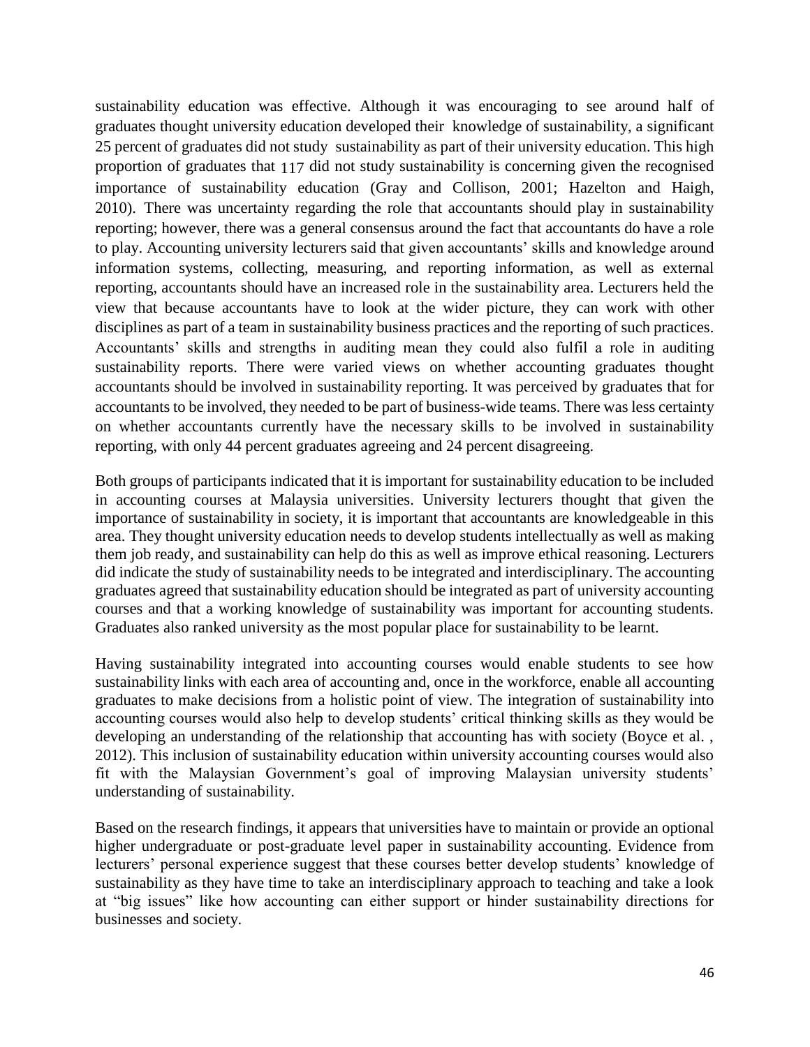sustainability education was effective. Although it was encouraging to see around half of graduates thought university education developed their knowledge of sustainability, a significant 25 percent of graduates did not study sustainability as part of their university education. This high proportion of graduates that 117 did not study sustainability is concerning given the recognised importance of sustainability education (Gray and Collison, 2001; Hazelton and Haigh, 2010). There was uncertainty regarding the role that accountants should play in sustainability reporting; however, there was a general consensus around the fact that accountants do have a role to play. Accounting university lecturers said that given accountants' skills and knowledge around information systems, collecting, measuring, and reporting information, as well as external reporting, accountants should have an increased role in the sustainability area. Lecturers held the view that because accountants have to look at the wider picture, they can work with other disciplines as part of a team in sustainability business practices and the reporting of such practices. Accountants' skills and strengths in auditing mean they could also fulfil a role in auditing sustainability reports. There were varied views on whether accounting graduates thought accountants should be involved in sustainability reporting. It was perceived by graduates that for accountants to be involved, they needed to be part of business-wide teams. There was less certainty on whether accountants currently have the necessary skills to be involved in sustainability reporting, with only 44 percent graduates agreeing and 24 percent disagreeing.

Both groups of participants indicated that it is important for sustainability education to be included in accounting courses at Malaysia universities. University lecturers thought that given the importance of sustainability in society, it is important that accountants are knowledgeable in this area. They thought university education needs to develop students intellectually as well as making them job ready, and sustainability can help do this as well as improve ethical reasoning. Lecturers did indicate the study of sustainability needs to be integrated and interdisciplinary. The accounting graduates agreed that sustainability education should be integrated as part of university accounting courses and that a working knowledge of sustainability was important for accounting students. Graduates also ranked university as the most popular place for sustainability to be learnt.

Having sustainability integrated into accounting courses would enable students to see how sustainability links with each area of accounting and, once in the workforce, enable all accounting graduates to make decisions from a holistic point of view. The integration of sustainability into accounting courses would also help to develop students' critical thinking skills as they would be developing an understanding of the relationship that accounting has with society (Boyce et al. , 2012). This inclusion of sustainability education within university accounting courses would also fit with the Malaysian Government's goal of improving Malaysian university students' understanding of sustainability.

Based on the research findings, it appears that universities have to maintain or provide an optional higher undergraduate or post-graduate level paper in sustainability accounting. Evidence from lecturers' personal experience suggest that these courses better develop students' knowledge of sustainability as they have time to take an interdisciplinary approach to teaching and take a look at "big issues" like how accounting can either support or hinder sustainability directions for businesses and society.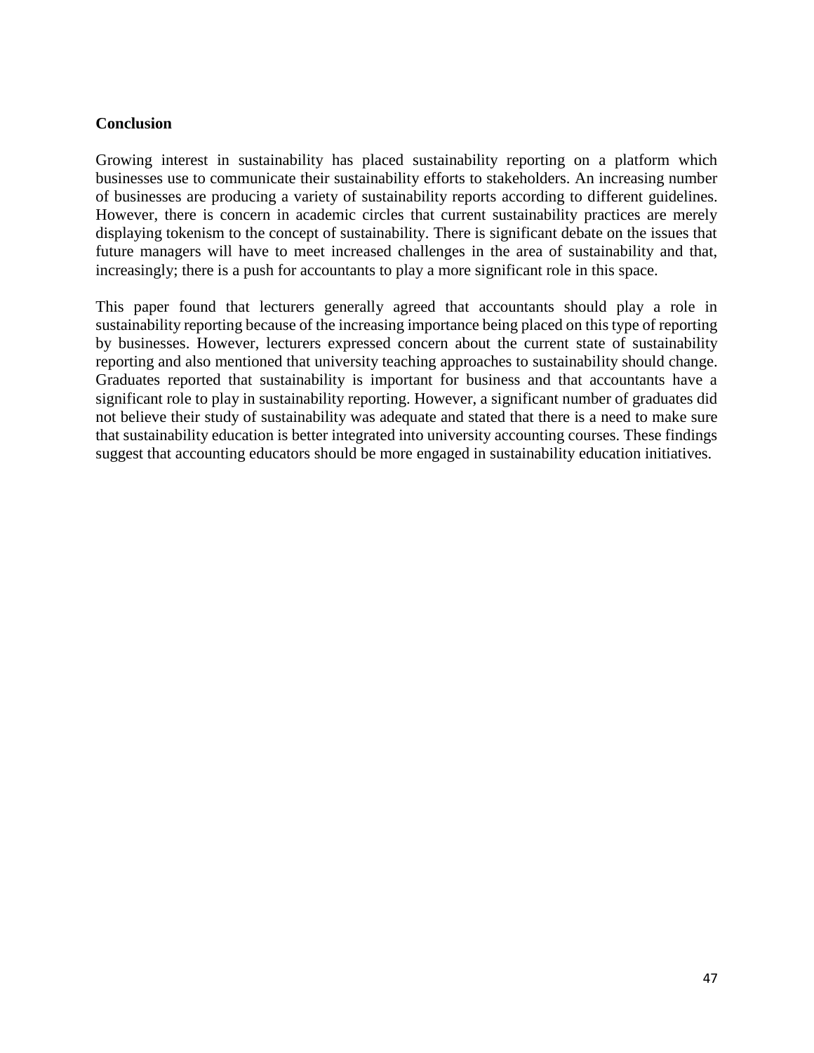## Conclusion

Growing interest in sustainability has placed sustainability reporting on a platform which businesses use to communicate their sustainability efforts to stakeholders. An increasing number of businesses are producing a variety of sustainability reports according to different guidelines. However, there is concern in academic circles that current sustainability practices are merely displaying tokenism to the concept of sustainability. There is significant debate on the issues that future managers will have to meet increased challenges in the area of sustainability and that, increasingly; there is a push for accountants to play a more significant role in this space.

This paper found that lecturers generally agreed that accountants should play a role in sustainability reporting because of the increasing importance being placed on this type of reporting by businesses. However, lecturers expressed concern about the current state of sustainability reporting and also mentioned that university teaching approaches to sustainability should change. Graduates reported that sustainability is important for business and that accountants have a significant role to play in sustainability reporting. However, a significant number of graduates did not believe their study of sustainability was adequate and stated that there is a need to make sure that sustainability education is better integrated into university accounting courses. These findings suggest that accounting educators should be more engaged in sustainability education initiatives.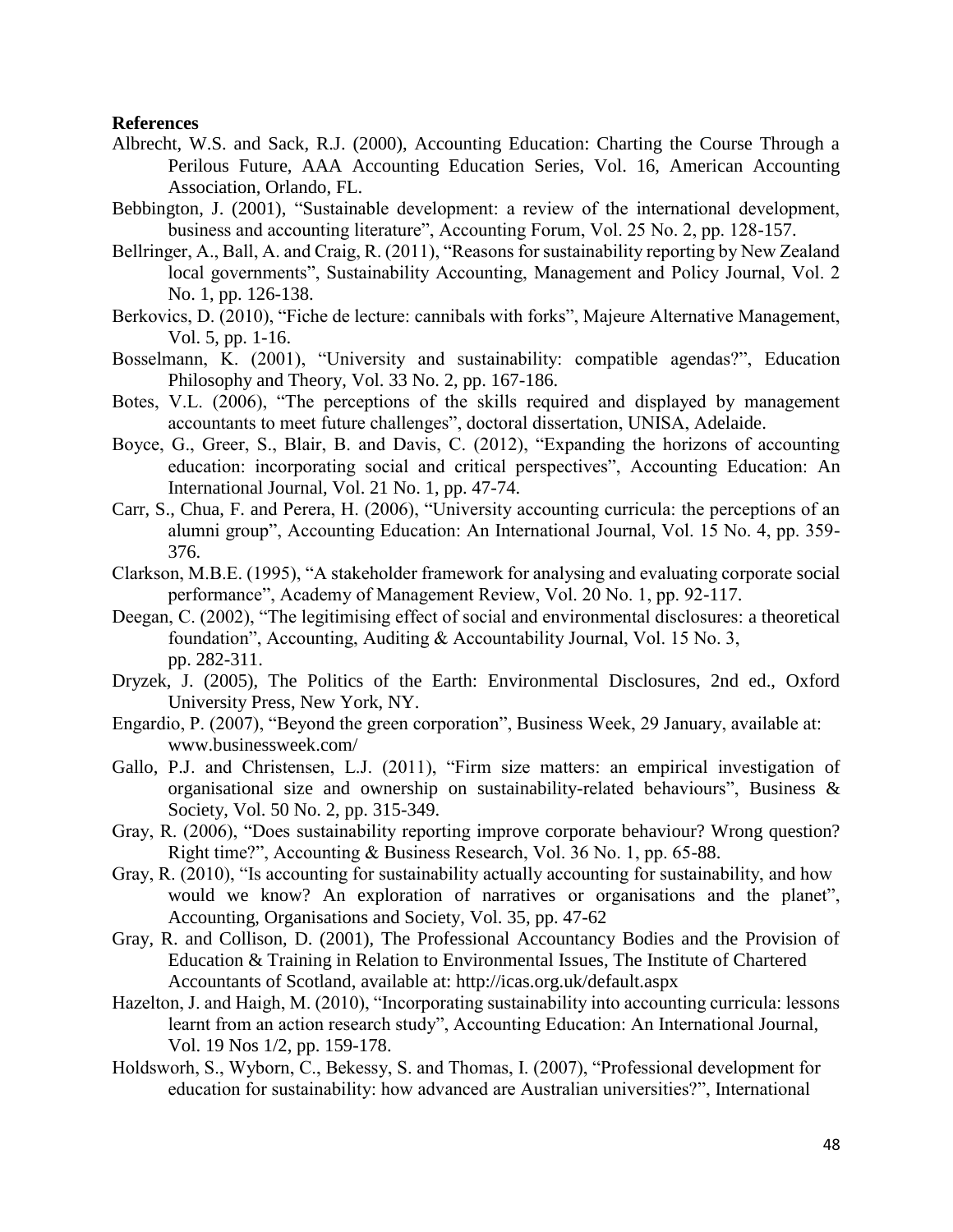**References**

Albrecht, W.S. and Sack, R.J. (2000), Accounting Education: Charting the Course Through a Perilous Future, AAA Accounting Education Series, Vol. 16, American Accounting Association, Orlando, FL.

Bebbington, J. (2001), "Sustainable development: a review of the international development, business and accounting literature", Accounting Forum, Vol. 25 No. 2, pp. 128-157.

Bellringer, A., Ball, A. and Craig, R. (2011), "Reasons for sustainability reporting by New Zealand local governments", Sustainability Accounting, Management and Policy Journal, Vol. 2 No. 1, pp. 126-138.

Berkovics, D. (2010), "Fiche de lecture: cannibals with forks", Majeure Alternative Management, Vol. 5, pp. 1-16.

Bosselmann, K. (2001), "University and sustainability: compatible agendas?", Education Philosophy and Theory, Vol. 33 No. 2, pp. 167-186.

Botes, V.L. (2006), "The perceptions of the skills required and displayed by management accountants to meet future challenges", doctoral dissertation, UNISA, Adelaide.

Boyce, G., Greer, S., Blair, B. and Davis, C. (2012), "Expanding the horizons of accounting education: incorporating social and critical perspectives", Accounting Education: An International Journal, Vol. 21 No. 1, pp. 47-74.

Carr, S., Chua, F. and Perera, H. (2006), "University accounting curricula: the perceptions of an alumni group", Accounting Education: An International Journal, Vol. 15 No. 4, pp. 359-376.

Clarkson, M.B.E. (1995), "A stakeholder framework for analysing and evaluating corporate social performance", Academy of Management Review, Vol. 20 No. 1, pp. 92-117.

Deegan, C. (2002), "The legitimising effect of social and environmental disclosures: a theoretical foundation", Accounting, Auditing & Accountability Journal, Vol. 15 No. 3, pp. 282-311.

Dryzek, J. (2005), The Politics of the Earth: Environmental Disclosures, 2nd ed., Oxford University Press, New York, NY.

Engardio, P. (2007), "Beyond the green corporation", Business Week, 29 January, available at: www.businessweek.com/

Gallo, P.J. and Christensen, L.J. (2011), "Firm size matters: an empirical investigation of organisational size and ownership on sustainability-related behaviours", Business & Society, Vol. 50 No. 2, pp. 315-349.

Gray, R. (2006), "Does sustainability reporting improve corporate behaviour? Wrong question? Right time?", Accounting & Business Research, Vol. 36 No. 1, pp. 65-88.

Gray, R. (2010), "Is accounting for sustainability actually accounting for sustainability, and how would we know? An exploration of narratives or organisations and the planet", Accounting, Organisations and Society, Vol. 35, pp. 47-62

Gray, R. and Collison, D. (2001), The Professional Accountancy Bodies and the Provision of Education & Training in Relation to Environmental Issues, The Institute of Chartered Accountants of Scotland, available at: http://icas.org.uk/default.aspx

Hazelton, J. and Haigh, M. (2010), "Incorporating sustainability into accounting curricula: lessons learnt from an action research study", Accounting Education: An International Journal, Vol. 19 Nos 1/2, pp. 159-178.

Holdsworh, S., Wyborn, C., Bekessy, S. and Thomas, I. (2007), "Professional development for education for sustainability: how advanced are Australian universities?", International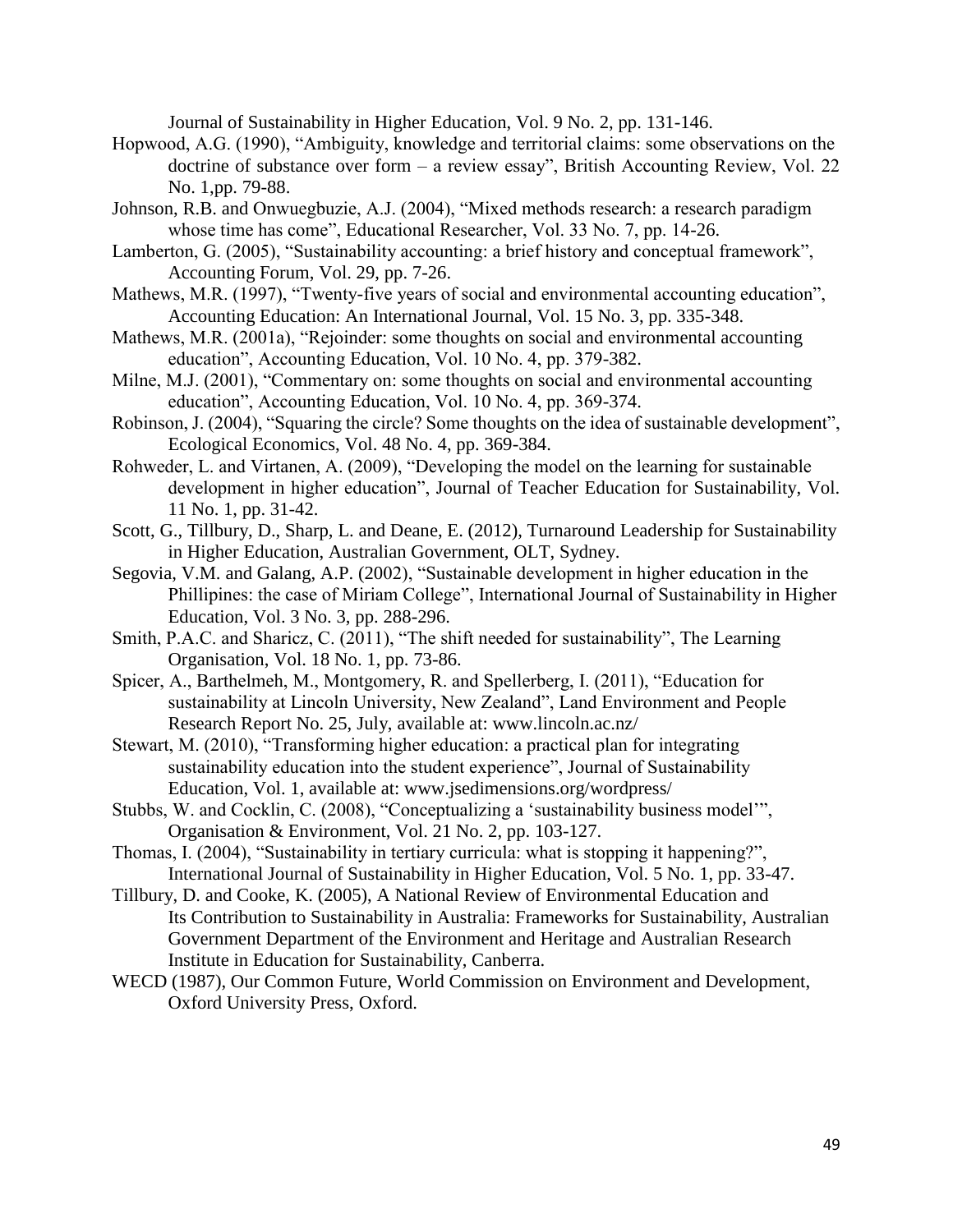Journal of Sustainability in Higher Education, Vol. 9 No. 2, pp. 131-146.

Hopwood, A.G. (1990), "Ambiguity, knowledge and territorial claims: some observations on the doctrine of substance over form – a review essay", British Accounting Review, Vol. 22 No. 1,pp. 79-88.

Johnson, R.B. and Onwuegbuzie, A.J. (2004), "Mixed methods research: a research paradigm whose time has come", Educational Researcher, Vol. 33 No. 7, pp. 14-26.

Lamberton, G. (2005), "Sustainability accounting: a brief history and conceptual framework", Accounting Forum, Vol. 29, pp. 7-26.

Mathews, M.R. (1997), "Twenty-five years of social and environmental accounting education", Accounting Education: An International Journal, Vol. 15 No. 3, pp. 335-348.

Mathews, M.R. (2001a), "Rejoinder: some thoughts on social and environmental accounting education", Accounting Education, Vol. 10 No. 4, pp. 379-382.

Milne, M.J. (2001), "Commentary on: some thoughts on social and environmental accounting education", Accounting Education, Vol. 10 No. 4, pp. 369-374.

Robinson, J. (2004), "Squaring the circle? Some thoughts on the idea of sustainable development", Ecological Economics, Vol. 48 No. 4, pp. 369-384.

Rohweder, L. and Virtanen, A. (2009), "Developing the model on the learning for sustainable development in higher education", Journal of Teacher Education for Sustainability, Vol. 11 No. 1, pp. 31-42.

Scott, G., Tillbury, D., Sharp, L. and Deane, E. (2012), Turnaround Leadership for Sustainability in Higher Education, Australian Government, OLT, Sydney.

Segovia, V.M. and Galang, A.P. (2002), "Sustainable development in higher education in the Phillipines: the case of Miriam College", International Journal of Sustainability in Higher Education, Vol. 3 No. 3, pp. 288-296.

Smith, P.A.C. and Sharicz, C. (2011), "The shift needed for sustainability", The Learning Organisation, Vol. 18 No. 1, pp. 73-86.

Spicer, A., Barthelmeh, M., Montgomery, R. and Spellerberg, I. (2011), "Education for sustainability at Lincoln University, New Zealand", Land Environment and People Research Report No. 25, July, available at: www.lincoln.ac.nz/

Stewart, M. (2010), "Transforming higher education: a practical plan for integrating sustainability education into the student experience", Journal of Sustainability Education, Vol. 1, available at: www.jsedimensions.org/wordpress/

Stubbs, W. and Cocklin, C. (2008), "Conceptualizing a 'sustainability business model'", Organisation & Environment, Vol. 21 No. 2, pp. 103-127.

Thomas, I. (2004), "Sustainability in tertiary curricula: what is stopping it happening?", International Journal of Sustainability in Higher Education, Vol. 5 No. 1, pp. 33-47.

Tillbury, D. and Cooke, K. (2005), A National Review of Environmental Education and Its Contribution to Sustainability in Australia: Frameworks for Sustainability, Australian Government Department of the Environment and Heritage and Australian Research Institute in Education for Sustainability, Canberra.

WECD (1987), Our Common Future, World Commission on Environment and Development, Oxford University Press, Oxford.